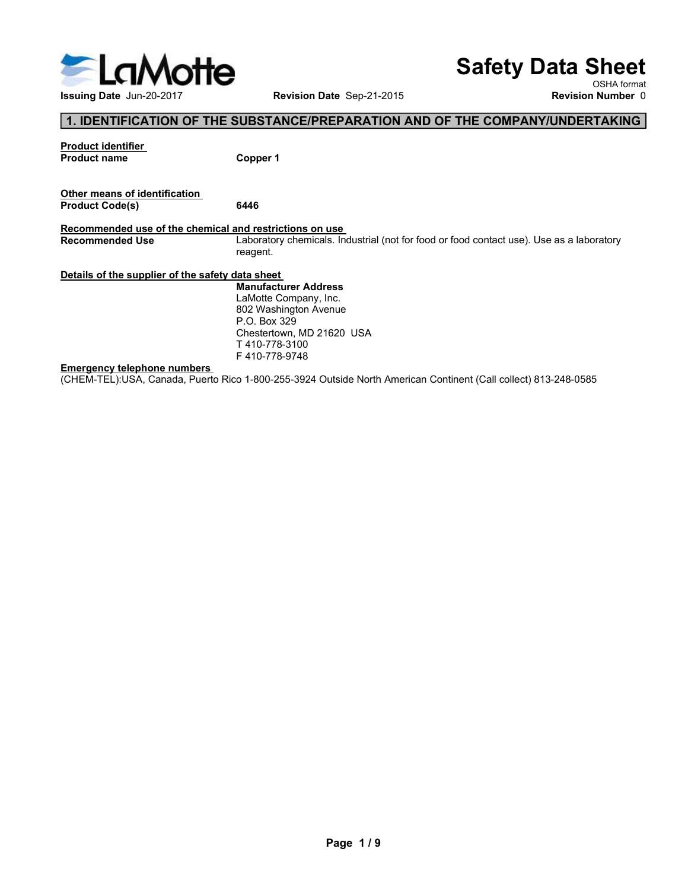LaMotte

# Safety Data Sheet

OSHA format

**Issuing Date** Jun-20-2017 **Revision Date** Sep-21-2015 **Revision Number** 0

## 1. IDENTIFICATION OF THE SUBSTANCE/PREPARATION AND OF THE COMPANY/UNDERTAKING

**Product identifier**

**Product name** **Copper 1**

**Other means of identification**

**Product Code(s)** **6446**

**Recommended use of the chemical and restrictions on use**

**Recommended Use** Laboratory chemicals. Industrial (not for food or food contact use). Use as a laboratory reagent.

**Details of the supplier of the safety data sheet**

**Manufacturer Address**
LaMotte Company, Inc.
802 Washington Avenue
P.O. Box 329
Chestertown, MD 21620 USA
T 410-778-3100
F 410-778-9748

**Emergency telephone numbers**

(CHEM-TEL):USA, Canada, Puerto Rico 1-800-255-3924 Outside North American Continent (Call collect) 813-248-0585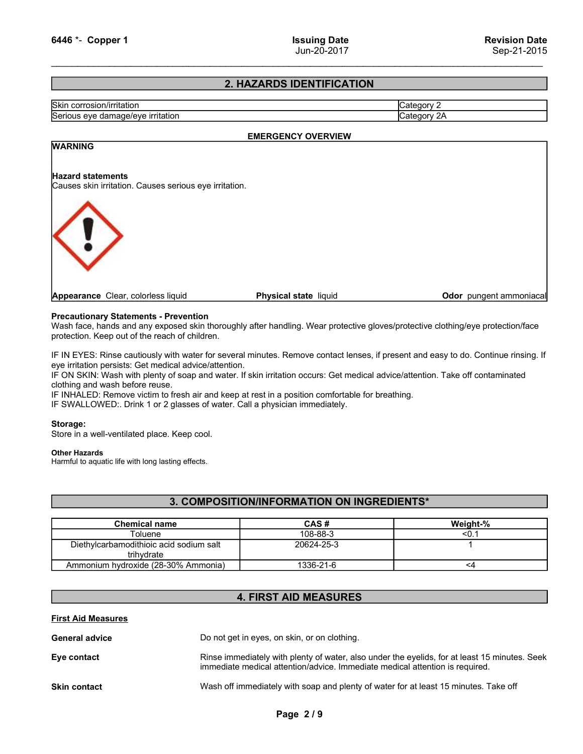## 2. HAZARDS IDENTIFICATION

| | |
|---|---|
| Skin corrosion/irritation | Category 2 |
| Serious eye damage/eye irritation | Category 2A |

### EMERGENCY OVERVIEW

**WARNING**

**Hazard statements**
Causes skin irritation. Causes serious eye irritation.

**Appearance** Clear, colorless liquid **Physical state** liquid **Odor** pungent ammoniacal

**Precautionary Statements - Prevention**
Wash face, hands and any exposed skin thoroughly after handling. Wear protective gloves/protective clothing/eye protection/face protection. Keep out of the reach of children.

IF IN EYES: Rinse cautiously with water for several minutes. Remove contact lenses, if present and easy to do. Continue rinsing. If eye irritation persists: Get medical advice/attention.
IF ON SKIN: Wash with plenty of soap and water. If skin irritation occurs: Get medical advice/attention. Take off contaminated clothing and wash before reuse.
IF INHALED: Remove victim to fresh air and keep at rest in a position comfortable for breathing.
IF SWALLOWED:. Drink 1 or 2 glasses of water. Call a physician immediately.

**Storage:**
Store in a well-ventilated place. Keep cool.

**Other Hazards**
Harmful to aquatic life with long lasting effects.

## 3. COMPOSITION/INFORMATION ON INGREDIENTS*

| Chemical name | CAS # | Weight-% |
|---|---|---|
| Toluene | 108-88-3 | <0.1 |
| Diethylcarbamodithioic acid sodium salt trihydrate | 20624-25-3 | 1 |
| Ammonium hydroxide (28-30% Ammonia) | 1336-21-6 | <4 |

## 4. FIRST AID MEASURES

**First Aid Measures**

**General advice** Do not get in eyes, on skin, or on clothing.

**Eye contact** Rinse immediately with plenty of water, also under the eyelids, for at least 15 minutes. Seek immediate medical attention/advice. Immediate medical attention is required.

**Skin contact** Wash off immediately with soap and plenty of water for at least 15 minutes. Take off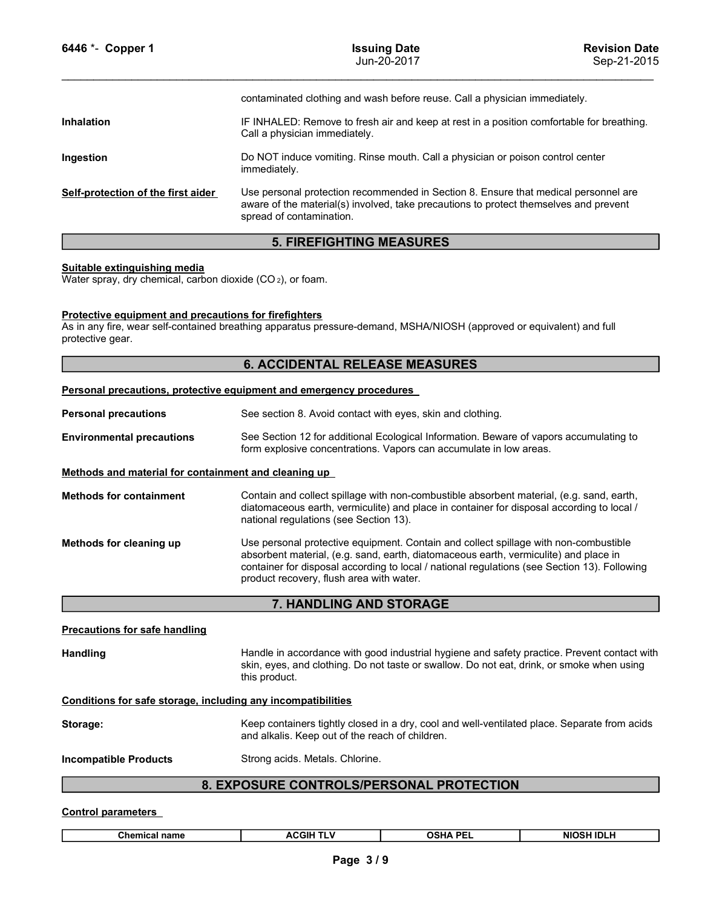| | |
|---|---|
| | contaminated clothing and wash before reuse. Call a physician immediately. |
| **Inhalation** | IF INHALED: Remove to fresh air and keep at rest in a position comfortable for breathing. Call a physician immediately. |
| **Ingestion** | Do NOT induce vomiting. Rinse mouth. Call a physician or poison control center immediately. |
| **Self-protection of the first aider** | Use personal protection recommended in Section 8. Ensure that medical personnel are aware of the material(s) involved, take precautions to protect themselves and prevent spread of contamination. |

## 5. FIREFIGHTING MEASURES

**Suitable extinguishing media**

Water spray, dry chemical, carbon dioxide ($CO_2$), or foam.

**Protective equipment and precautions for firefighters**

As in any fire, wear self-contained breathing apparatus pressure-demand, MSHA/NIOSH (approved or equivalent) and full protective gear.

## 6. ACCIDENTAL RELEASE MEASURES

**Personal precautions, protective equipment and emergency procedures**

| | |
|---|---|
| **Personal precautions** | See section 8. Avoid contact with eyes, skin and clothing. |
| **Environmental precautions** | See Section 12 for additional Ecological Information. Beware of vapors accumulating to form explosive concentrations. Vapors can accumulate in low areas. |

**Methods and material for containment and cleaning up**

| | |
|---|---|
| **Methods for containment** | Contain and collect spillage with non-combustible absorbent material, (e.g. sand, earth, diatomaceous earth, vermiculite) and place in container for disposal according to local / national regulations (see Section 13). |
| **Methods for cleaning up** | Use personal protective equipment. Contain and collect spillage with non-combustible absorbent material, (e.g. sand, earth, diatomaceous earth, vermiculite) and place in container for disposal according to local / national regulations (see Section 13). Following product recovery, flush area with water. |

## 7. HANDLING AND STORAGE

**Precautions for safe handling**

| | |
|---|---|
| **Handling** | Handle in accordance with good industrial hygiene and safety practice. Prevent contact with skin, eyes, and clothing. Do not taste or swallow. Do not eat, drink, or smoke when using this product. |

**Conditions for safe storage, including any incompatibilities**

| | |
|---|---|
| **Storage:** | Keep containers tightly closed in a dry, cool and well-ventilated place. Separate from acids and alkalis. Keep out of the reach of children. |
| **Incompatible Products** | Strong acids. Metals. Chlorine. |

## 8. EXPOSURE CONTROLS/PERSONAL PROTECTION

**Control parameters**

| Chemical name | ACGIH TLV | OSHA PEL | NIOSH IDLH |
|---|---|---|---|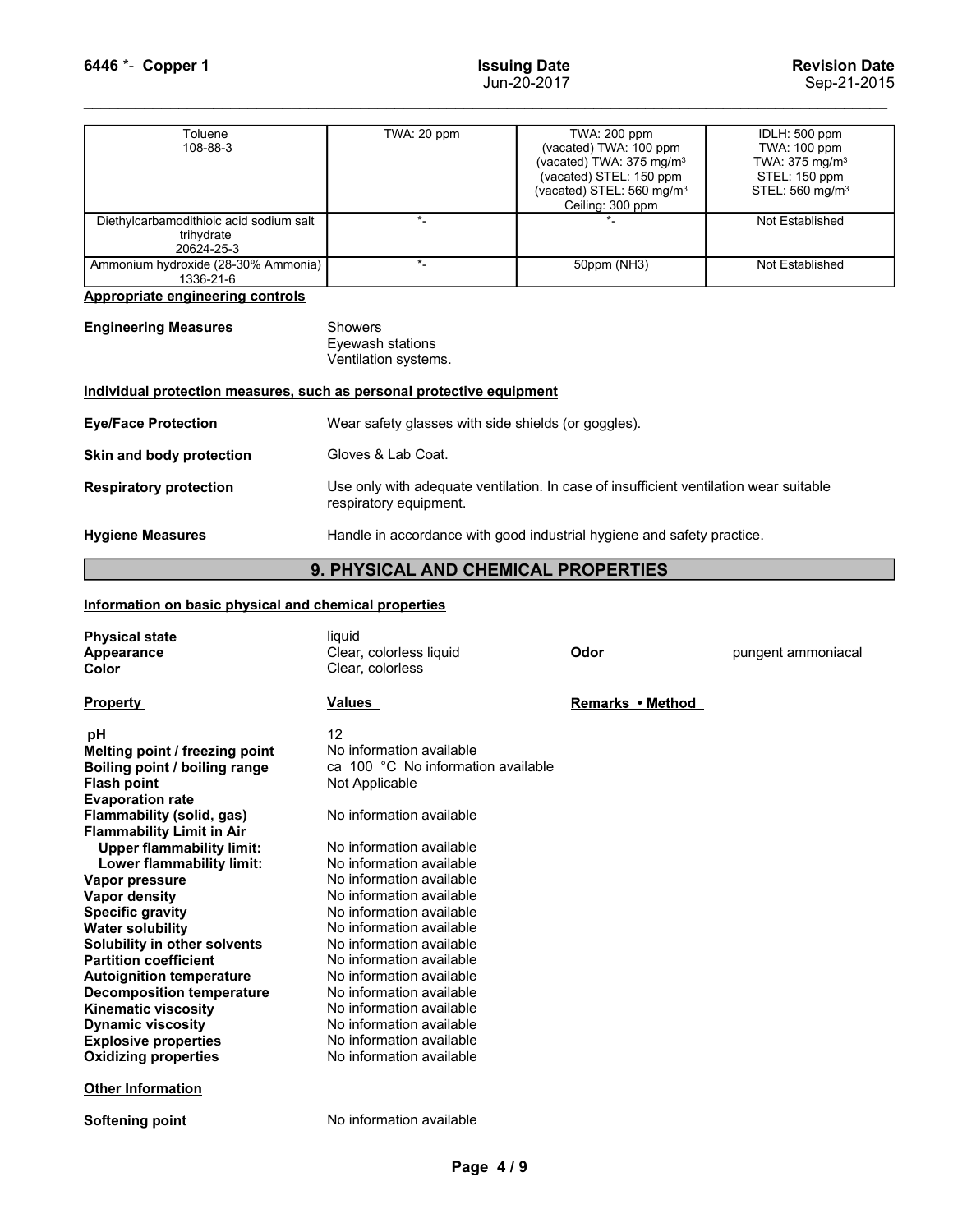| | | | |
|---|---|---|---|
| Toluene<br>108-88-3 | TWA: 20 ppm | TWA: 200 ppm<br>(vacated) TWA: 100 ppm<br>(vacated) TWA: 375 mg/m³<br>(vacated) STEL: 150 ppm<br>(vacated) STEL: 560 mg/m³<br>Ceiling: 300 ppm | IDLH: 500 ppm<br>TWA: 100 ppm<br>TWA: 375 mg/m³<br>STEL: 150 ppm<br>STEL: 560 mg/m³ |
| Diethylcarbamodithioic acid sodium salt trihydrate<br>20624-25-3 | *- | *- | Not Established |
| Ammonium hydroxide (28-30% Ammonia)<br>1336-21-6 | *- | 50ppm (NH3) | Not Established |

**Appropriate engineering controls**

**Engineering Measures** Showers
Eyewash stations
Ventilation systems.

**Individual protection measures, such as personal protective equipment**

**Eye/Face Protection** Wear safety glasses with side shields (or goggles).

**Skin and body protection** Gloves & Lab Coat.

**Respiratory protection** Use only with adequate ventilation. In case of insufficient ventilation wear suitable respiratory equipment.

**Hygiene Measures** Handle in accordance with good industrial hygiene and safety practice.

## 9. PHYSICAL AND CHEMICAL PROPERTIES

**Information on basic physical and chemical properties**

**Physical state** liquid
**Appearance** Clear, colorless liquid **Odor** pungent ammoniacal
**Color** Clear, colorless

| Property | Values | Remarks • Method |
|---|---|---|
| **pH** | 12 | |
| **Melting point / freezing point** | No information available | |
| **Boiling point / boiling range** | ca 100 °C No information available | |
| **Flash point** | Not Applicable | |
| **Evaporation rate** | | |
| **Flammability (solid, gas)** | No information available | |
| **Flammability Limit in Air** | | |
| **Upper flammability limit:** | No information available | |
| **Lower flammability limit:** | No information available | |
| **Vapor pressure** | No information available | |
| **Vapor density** | No information available | |
| **Specific gravity** | No information available | |
| **Water solubility** | No information available | |
| **Solubility in other solvents** | No information available | |
| **Partition coefficient** | No information available | |
| **Autoignition temperature** | No information available | |
| **Decomposition temperature** | No information available | |
| **Kinematic viscosity** | No information available | |
| **Dynamic viscosity** | No information available | |
| **Explosive properties** | No information available | |
| **Oxidizing properties** | No information available | |

**Other Information**

**Softening point** No information available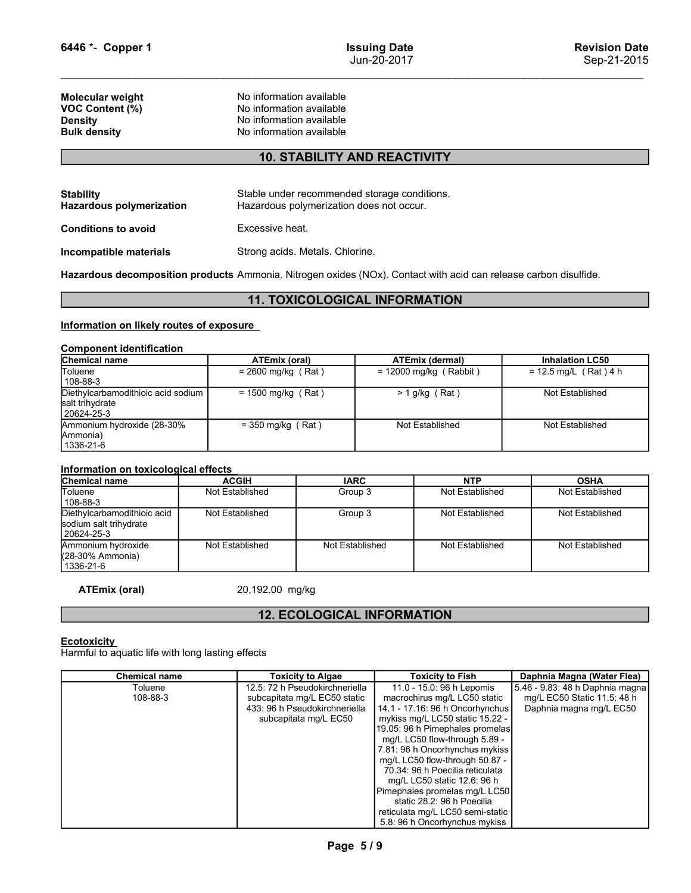| | |
|---|---|
| **Molecular weight** | No information available |
| **VOC Content (%)** | No information available |
| **Density** | No information available |
| **Bulk density** | No information available |

## 10. STABILITY AND REACTIVITY

| | |
|---|---|
| **Stability** | Stable under recommended storage conditions. |
| **Hazardous polymerization** | Hazardous polymerization does not occur. |
| **Conditions to avoid** | Excessive heat. |
| **Incompatible materials** | Strong acids. Metals. Chlorine. |

**Hazardous decomposition products** Ammonia. Nitrogen oxides (NOx). Contact with acid can release carbon disulfide.

## 11. TOXICOLOGICAL INFORMATION

**Information on likely routes of exposure**

**Component identification**

| Chemical name | ATEmix (oral) | ATEmix (dermal) | Inhalation LC50 |
|---|---|---|---|
| Toluene<br>108-88-3 | = 2600 mg/kg ( Rat ) | = 12000 mg/kg ( Rabbit ) | = 12.5 mg/L ( Rat ) 4 h |
| Diethylcarbamodithioic acid sodium salt trihydrate<br>20624-25-3 | = 1500 mg/kg ( Rat ) | > 1 g/kg ( Rat ) | Not Established |
| Ammonium hydroxide (28-30% Ammonia)<br>1336-21-6 | = 350 mg/kg ( Rat ) | Not Established | Not Established |

**Information on toxicological effects**

| Chemical name | ACGIH | IARC | NTP | OSHA |
|---|---|---|---|---|
| Toluene<br>108-88-3 | Not Established | Group 3 | Not Established | Not Established |
| Diethylcarbamodithioic acid sodium salt trihydrate<br>20624-25-3 | Not Established | Group 3 | Not Established | Not Established |
| Ammonium hydroxide (28-30% Ammonia)<br>1336-21-6 | Not Established | Not Established | Not Established | Not Established |

**ATEmix (oral)** 20,192.00 mg/kg

## 12. ECOLOGICAL INFORMATION

**Ecotoxicity**

Harmful to aquatic life with long lasting effects

| Chemical name | Toxicity to Algae | Toxicity to Fish | Daphnia Magna (Water Flea) |
|---|---|---|---|
| Toluene<br>108-88-3 | 12.5: 72 h Pseudokirchneriella subcapitata mg/L EC50 static 433: 96 h Pseudokirchneriella subcapitata mg/L EC50 | 11.0 - 15.0: 96 h Lepomis macrochirus mg/L LC50 static 14.1 - 17.16: 96 h Oncorhynchus mykiss mg/L LC50 static 15.22 - 19.05: 96 h Pimephales promelas mg/L LC50 flow-through 5.89 - 7.81: 96 h Oncorhynchus mykiss mg/L LC50 flow-through 50.87 - 70.34: 96 h Poecilia reticulata mg/L LC50 static 12.6: 96 h Pimephales promelas mg/L LC50 static 28.2: 96 h Poecilia reticulata mg/L LC50 semi-static 5.8: 96 h Oncorhynchus mykiss | 5.46 - 9.83: 48 h Daphnia magna mg/L EC50 Static 11.5: 48 h Daphnia magna mg/L EC50 |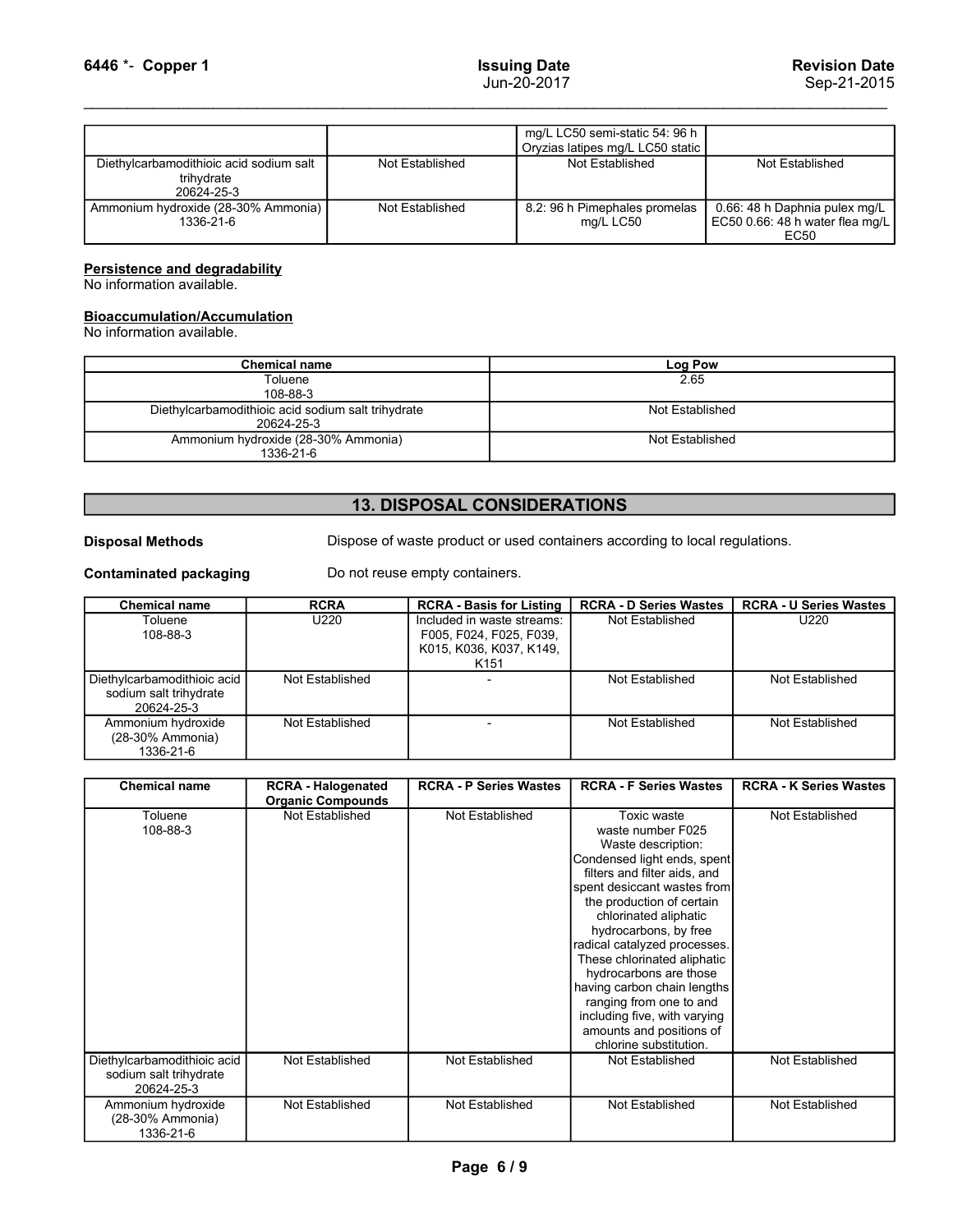| | | mg/L LC50 semi-static 54: 96 h Oryzias latipes mg/L LC50 static | |
|---|---|---|---|
| Diethylcarbamodithioic acid sodium salt trihydrate 20624-25-3 | Not Established | Not Established | Not Established |
| Ammonium hydroxide (28-30% Ammonia) 1336-21-6 | Not Established | 8.2: 96 h Pimephales promelas mg/L LC50 | 0.66: 48 h Daphnia pulex mg/L EC50 0.66: 48 h water flea mg/L EC50 |

**Persistence and degradability**
No information available.

**Bioaccumulation/Accumulation**
No information available.

| Chemical name | Log Pow |
|---|---|
| Toluene 108-88-3 | 2.65 |
| Diethylcarbamodithioic acid sodium salt trihydrate 20624-25-3 | Not Established |
| Ammonium hydroxide (28-30% Ammonia) 1336-21-6 | Not Established |

## 13. DISPOSAL CONSIDERATIONS

**Disposal Methods** Dispose of waste product or used containers according to local regulations.

**Contaminated packaging** Do not reuse empty containers.

| Chemical name | RCRA | RCRA - Basis for Listing | RCRA - D Series Wastes | RCRA - U Series Wastes |
|---|---|---|---|---|
| Toluene 108-88-3 | U220 | Included in waste streams: F005, F024, F025, F039, K015, K036, K037, K149, K151 | Not Established | U220 |
| Diethylcarbamodithioic acid sodium salt trihydrate 20624-25-3 | Not Established | - | Not Established | Not Established |
| Ammonium hydroxide (28-30% Ammonia) 1336-21-6 | Not Established | - | Not Established | Not Established |

| Chemical name | RCRA - Halogenated Organic Compounds | RCRA - P Series Wastes | RCRA - F Series Wastes | RCRA - K Series Wastes |
|---|---|---|---|---|
| Toluene 108-88-3 | Not Established | Not Established | Toxic waste waste number F025 Waste description: Condensed light ends, spent filters and filter aids, and spent desiccant wastes from the production of certain chlorinated aliphatic hydrocarbons, by free radical catalyzed processes. These chlorinated aliphatic hydrocarbons are those having carbon chain lengths ranging from one to and including five, with varying amounts and positions of chlorine substitution. | Not Established |
| Diethylcarbamodithioic acid sodium salt trihydrate 20624-25-3 | Not Established | Not Established | Not Established | Not Established |
| Ammonium hydroxide (28-30% Ammonia) 1336-21-6 | Not Established | Not Established | Not Established | Not Established |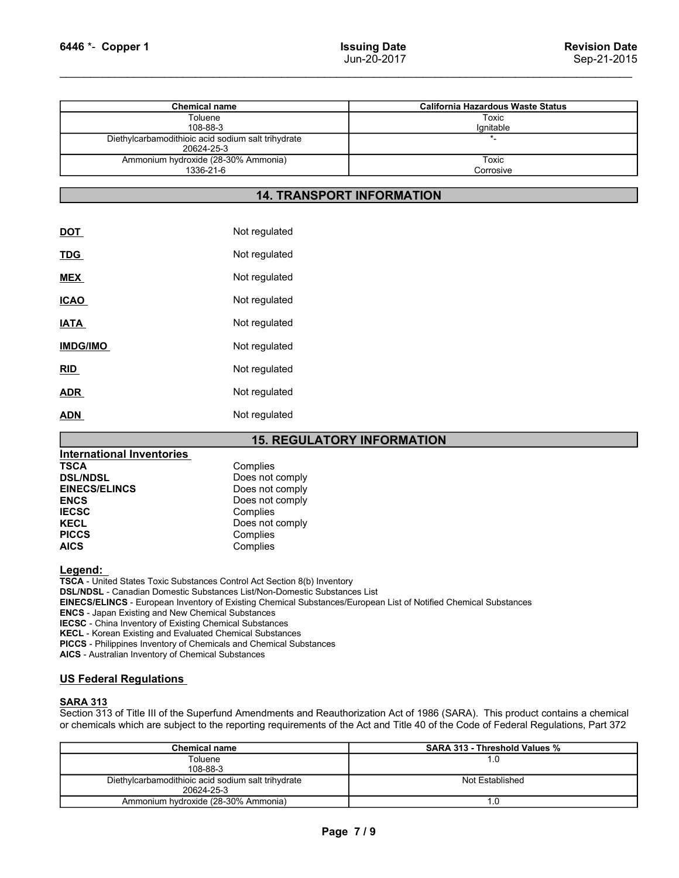| Chemical name | California Hazardous Waste Status |
|---|---|
| Toluene<br>108-88-3 | Toxic<br>Ignitable |
| Diethylcarbamodithioic acid sodium salt trihydrate<br>20624-25-3 | *- |
| Ammonium hydroxide (28-30% Ammonia)<br>1336-21-6 | Toxic<br>Corrosive |

## 14. TRANSPORT INFORMATION

**DOT** Not regulated

**TDG** Not regulated

**MEX** Not regulated

**ICAO** Not regulated

**IATA** Not regulated

**IMDG/IMO** Not regulated

**RID** Not regulated

**ADR** Not regulated

**ADN** Not regulated

## 15. REGULATORY INFORMATION

### International Inventories

**TSCA** Complies
**DSL/NDSL** Does not comply
**EINECS/ELINCS** Does not comply
**ENCS** Does not comply
**IECSC** Complies
**KECL** Does not comply
**PICCS** Complies
**AICS** Complies

**Legend:**
**TSCA** - United States Toxic Substances Control Act Section 8(b) Inventory
**DSL/NDSL** - Canadian Domestic Substances List/Non-Domestic Substances List
**EINECS/ELINCS** - European Inventory of Existing Chemical Substances/European List of Notified Chemical Substances
**ENCS** - Japan Existing and New Chemical Substances
**IECSC** - China Inventory of Existing Chemical Substances
**KECL** - Korean Existing and Evaluated Chemical Substances
**PICCS** - Philippines Inventory of Chemicals and Chemical Substances
**AICS** - Australian Inventory of Chemical Substances

### US Federal Regulations

**SARA 313**
Section 313 of Title III of the Superfund Amendments and Reauthorization Act of 1986 (SARA). This product contains a chemical or chemicals which are subject to the reporting requirements of the Act and Title 40 of the Code of Federal Regulations, Part 372

| Chemical name | SARA 313 - Threshold Values % |
|---|---|
| Toluene<br>108-88-3 | 1.0 |
| Diethylcarbamodithioic acid sodium salt trihydrate<br>20624-25-3 | Not Established |
| Ammonium hydroxide (28-30% Ammonia) | 1.0 |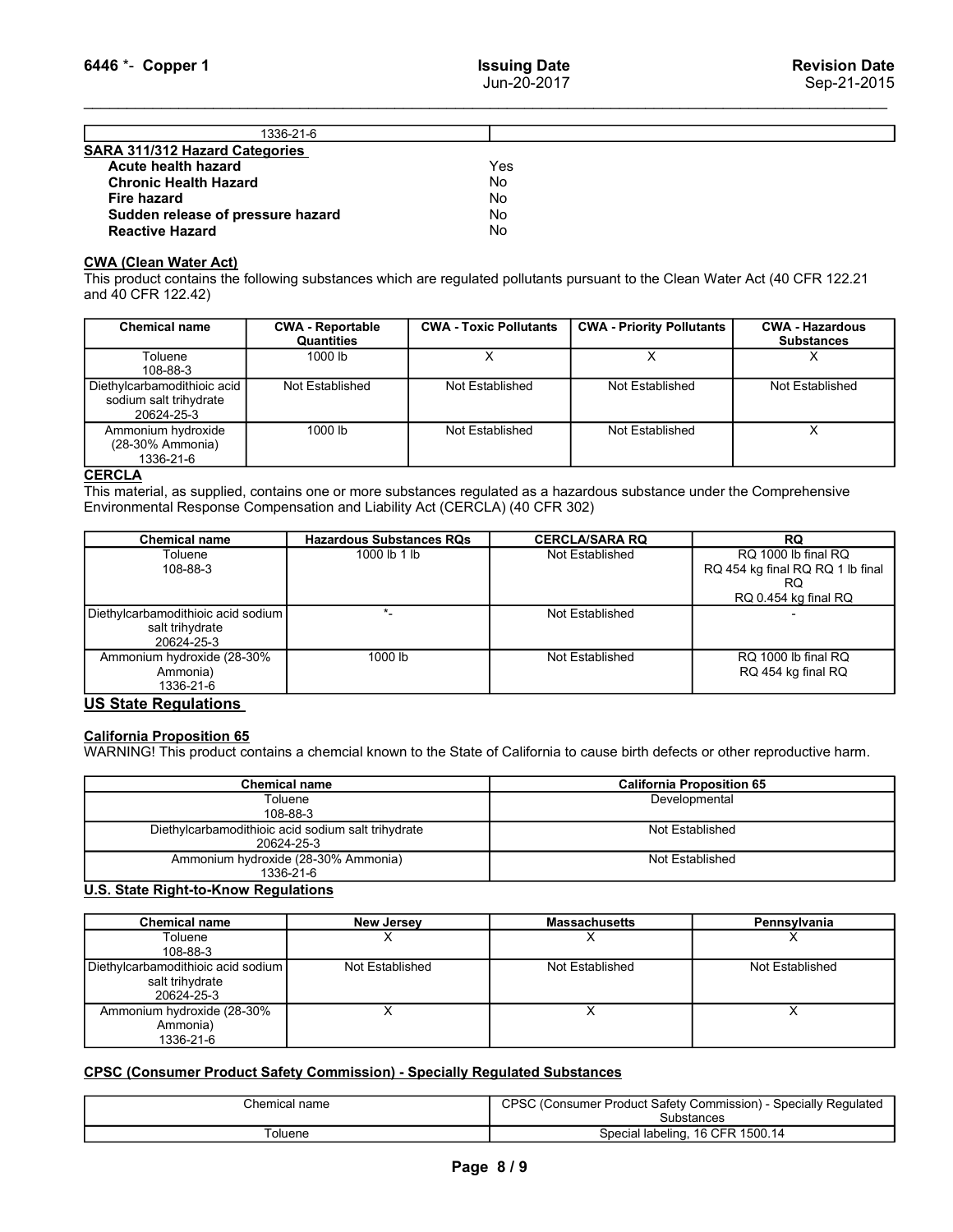| 1336-21-6 | |
|---|---|

**SARA 311/312 Hazard Categories**

| | |
|---|---|
| **Acute health hazard** | Yes |
| **Chronic Health Hazard** | No |
| **Fire hazard** | No |
| **Sudden release of pressure hazard** | No |
| **Reactive Hazard** | No |

**CWA (Clean Water Act)**

This product contains the following substances which are regulated pollutants pursuant to the Clean Water Act (40 CFR 122.21 and 40 CFR 122.42)

| Chemical name | CWA - Reportable Quantities | CWA - Toxic Pollutants | CWA - Priority Pollutants | CWA - Hazardous Substances |
|---|---|---|---|---|
| Toluene 108-88-3 | 1000 lb | X | X | X |
| Diethylcarbamodithioic acid sodium salt trihydrate 20624-25-3 | Not Established | Not Established | Not Established | Not Established |
| Ammonium hydroxide (28-30% Ammonia) 1336-21-6 | 1000 lb | Not Established | Not Established | X |

**CERCLA**

This material, as supplied, contains one or more substances regulated as a hazardous substance under the Comprehensive Environmental Response Compensation and Liability Act (CERCLA) (40 CFR 302)

| Chemical name | Hazardous Substances RQs | CERCLA/SARA RQ | RQ |
|---|---|---|---|
| Toluene 108-88-3 | 1000 lb 1 lb | Not Established | RQ 1000 lb final RQ RQ 454 kg final RQ RQ 1 lb final RQ RQ 0.454 kg final RQ |
| Diethylcarbamodithioic acid sodium salt trihydrate 20624-25-3 | *- | Not Established | - |
| Ammonium hydroxide (28-30% Ammonia) 1336-21-6 | 1000 lb | Not Established | RQ 1000 lb final RQ RQ 454 kg final RQ |

## US State Regulations

**California Proposition 65**

WARNING! This product contains a chemcial known to the State of California to cause birth defects or other reproductive harm.

| Chemical name | California Proposition 65 |
|---|---|
| Toluene 108-88-3 | Developmental |
| Diethylcarbamodithioic acid sodium salt trihydrate 20624-25-3 | Not Established |
| Ammonium hydroxide (28-30% Ammonia) 1336-21-6 | Not Established |

**U.S. State Right-to-Know Regulations**

| Chemical name | New Jersey | Massachusetts | Pennsylvania |
|---|---|---|---|
| Toluene 108-88-3 | X | X | X |
| Diethylcarbamodithioic acid sodium salt trihydrate 20624-25-3 | Not Established | Not Established | Not Established |
| Ammonium hydroxide (28-30% Ammonia) 1336-21-6 | X | X | X |

**CPSC (Consumer Product Safety Commission) - Specially Regulated Substances**

| Chemical name | CPSC (Consumer Product Safety Commission) - Specially Regulated Substances |
|---|---|
| Toluene | Special labeling, 16 CFR 1500.14 |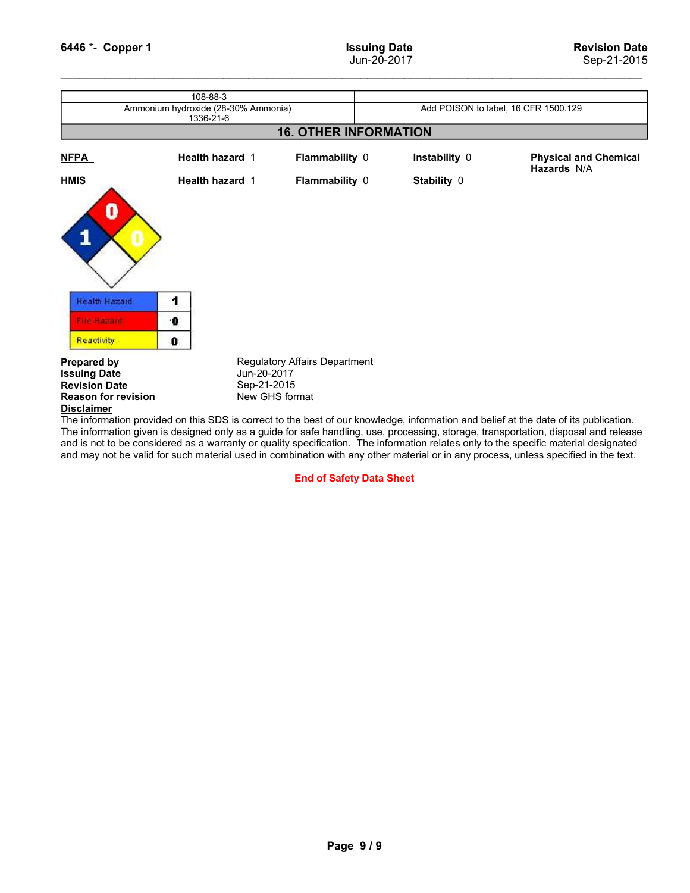| | |
|---|---|
| 108-88-3 | |
| Ammonium hydroxide (28-30% Ammonia) 1336-21-6 | Add POISON to label, 16 CFR 1500.129 |

## 16. OTHER INFORMATION

| | | | | |
|---|---|---|---|---|
| **NFPA** | **Health hazard** 1 | **Flammability** 0 | **Instability** 0 | **Physical and Chemical Hazards** N/A |
| **HMIS** | **Health hazard** 1 | **Flammability** 0 | **Stability** 0 | |

| | |
|---|---|
| Health Hazard | 1 |
| Fire Hazard | 0 |
| Reactivity | 0 |

**Prepared by** Regulatory Affairs Department
**Issuing Date** Jun-20-2017
**Revision Date** Sep-21-2015
**Reason for revision** New GHS format

**Disclaimer**

The information provided on this SDS is correct to the best of our knowledge, information and belief at the date of its publication. The information given is designed only as a guide for safe handling, use, processing, storage, transportation, disposal and release and is not to be considered as a warranty or quality specification. The information relates only to the specific material designated and may not be valid for such material used in combination with any other material or in any process, unless specified in the text.

**End of Safety Data Sheet**